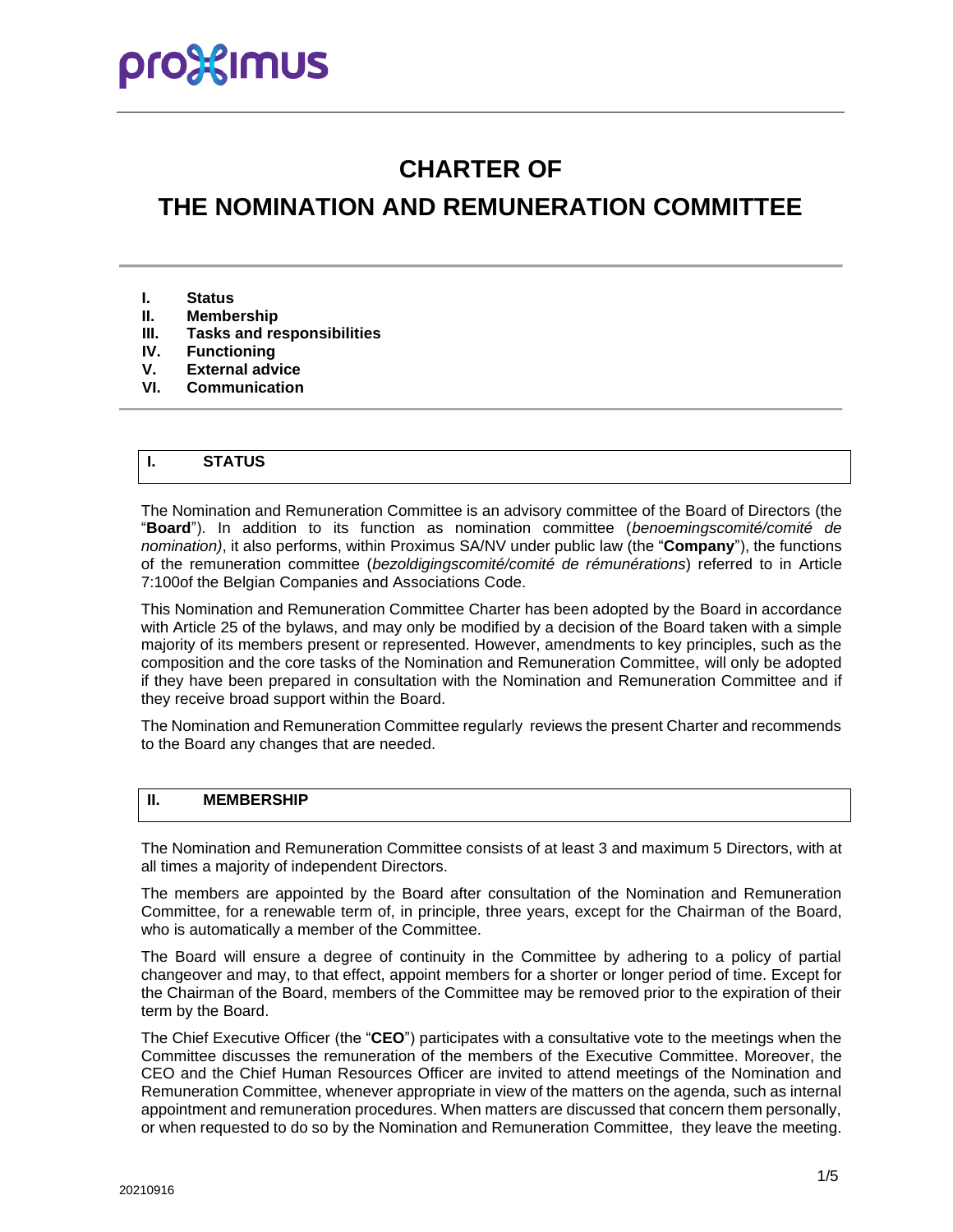# CHARTER OF THE NOMINATION AND REMUNERATION COMMITTEE

- **I. Status**
- **II. Membership**
- **III. Tasks and responsibilities**
- **IV. Functioning**
- **V. External advice**
- **VI. Communication**

## I. STATUS

The Nomination and Remuneration Committee is an advisory committee of the Board of Directors (the "**Board**"). In addition to its function as nomination committee (*benoemingscomité/comité de nomination)*, it also performs, within Proximus SA/NV under public law (the "**Company**"), the functions of the remuneration committee (*bezoldigingscomité/comité de rémunérations*) referred to in Article 7:100of the Belgian Companies and Associations Code.

This Nomination and Remuneration Committee Charter has been adopted by the Board in accordance with Article 25 of the bylaws, and may only be modified by a decision of the Board taken with a simple majority of its members present or represented. However, amendments to key principles, such as the composition and the core tasks of the Nomination and Remuneration Committee, will only be adopted if they have been prepared in consultation with the Nomination and Remuneration Committee and if they receive broad support within the Board.

The Nomination and Remuneration Committee regularly reviews the present Charter and recommends to the Board any changes that are needed.

## II. MEMBERSHIP

The Nomination and Remuneration Committee consists of at least 3 and maximum 5 Directors, with at all times a majority of independent Directors.

The members are appointed by the Board after consultation of the Nomination and Remuneration Committee, for a renewable term of, in principle, three years, except for the Chairman of the Board, who is automatically a member of the Committee.

The Board will ensure a degree of continuity in the Committee by adhering to a policy of partial changeover and may, to that effect, appoint members for a shorter or longer period of time. Except for the Chairman of the Board, members of the Committee may be removed prior to the expiration of their term by the Board.

The Chief Executive Officer (the "**CEO**") participates with a consultative vote to the meetings when the Committee discusses the remuneration of the members of the Executive Committee. Moreover, the CEO and the Chief Human Resources Officer are invited to attend meetings of the Nomination and Remuneration Committee, whenever appropriate in view of the matters on the agenda, such as internal appointment and remuneration procedures. When matters are discussed that concern them personally, or when requested to do so by the Nomination and Remuneration Committee, they leave the meeting.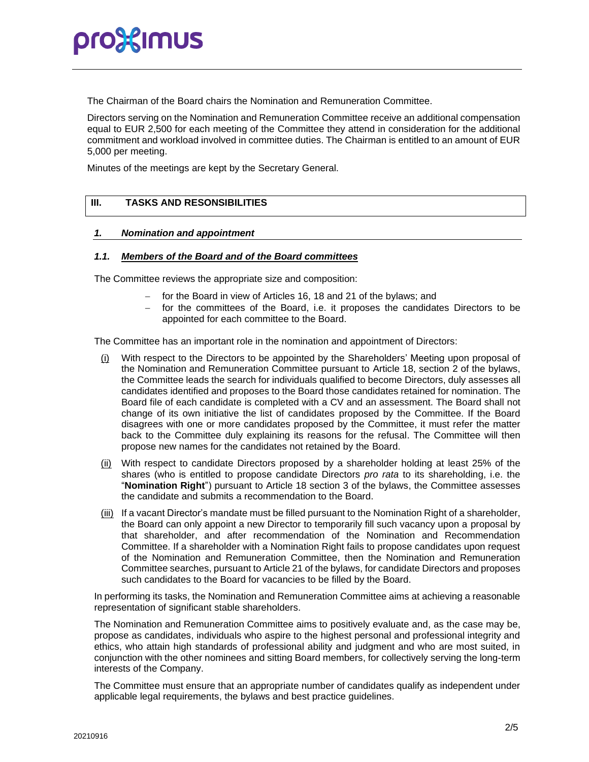The Chairman of the Board chairs the Nomination and Remuneration Committee.

Directors serving on the Nomination and Remuneration Committee receive an additional compensation equal to EUR 2,500 for each meeting of the Committee they attend in consideration for the additional commitment and workload involved in committee duties. The Chairman is entitled to an amount of EUR 5,000 per meeting.

Minutes of the meetings are kept by the Secretary General.

## III. TASKS AND RESONSIBILITIES

### *1. Nomination and appointment*

#### *1.1. Members of the Board and of the Board committees*

The Committee reviews the appropriate size and composition:

- for the Board in view of Articles 16, 18 and 21 of the bylaws; and
- for the committees of the Board, i.e. it proposes the candidates Directors to be appointed for each committee to the Board.

The Committee has an important role in the nomination and appointment of Directors:

(i) With respect to the Directors to be appointed by the Shareholders' Meeting upon proposal of the Nomination and Remuneration Committee pursuant to Article 18, section 2 of the bylaws, the Committee leads the search for individuals qualified to become Directors, duly assesses all candidates identified and proposes to the Board those candidates retained for nomination. The Board file of each candidate is completed with a CV and an assessment. The Board shall not change of its own initiative the list of candidates proposed by the Committee. If the Board disagrees with one or more candidates proposed by the Committee, it must refer the matter back to the Committee duly explaining its reasons for the refusal. The Committee will then propose new names for the candidates not retained by the Board.

(ii) With respect to candidate Directors proposed by a shareholder holding at least 25% of the shares (who is entitled to propose candidate Directors *pro rata* to its shareholding, i.e. the "**Nomination Right**") pursuant to Article 18 section 3 of the bylaws, the Committee assesses the candidate and submits a recommendation to the Board.

(iii) If a vacant Director's mandate must be filled pursuant to the Nomination Right of a shareholder, the Board can only appoint a new Director to temporarily fill such vacancy upon a proposal by that shareholder, and after recommendation of the Nomination and Recommendation Committee. If a shareholder with a Nomination Right fails to propose candidates upon request of the Nomination and Remuneration Committee, then the Nomination and Remuneration Committee searches, pursuant to Article 21 of the bylaws, for candidate Directors and proposes such candidates to the Board for vacancies to be filled by the Board.

In performing its tasks, the Nomination and Remuneration Committee aims at achieving a reasonable representation of significant stable shareholders.

The Nomination and Remuneration Committee aims to positively evaluate and, as the case may be, propose as candidates, individuals who aspire to the highest personal and professional integrity and ethics, who attain high standards of professional ability and judgment and who are most suited, in conjunction with the other nominees and sitting Board members, for collectively serving the long-term interests of the Company.

The Committee must ensure that an appropriate number of candidates qualify as independent under applicable legal requirements, the bylaws and best practice guidelines.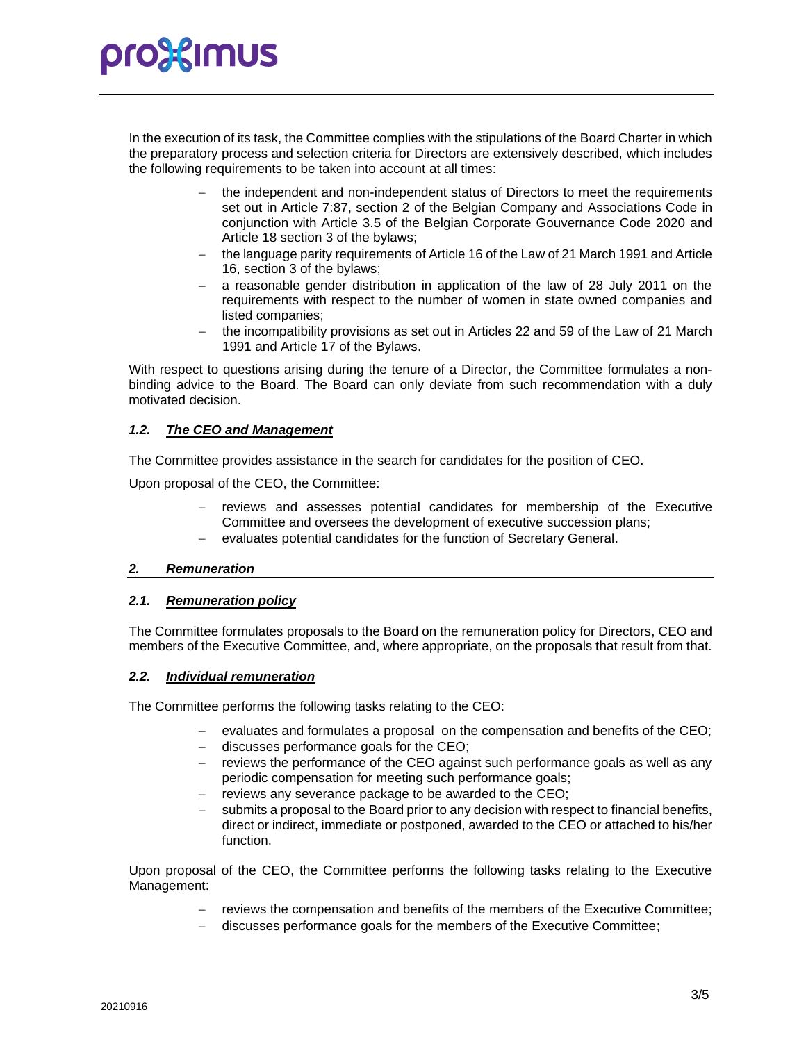In the execution of its task, the Committee complies with the stipulations of the Board Charter in which the preparatory process and selection criteria for Directors are extensively described, which includes the following requirements to be taken into account at all times:

- the independent and non-independent status of Directors to meet the requirements set out in Article 7:87, section 2 of the Belgian Company and Associations Code in conjunction with Article 3.5 of the Belgian Corporate Gouvernance Code 2020 and Article 18 section 3 of the bylaws;
- the language parity requirements of Article 16 of the Law of 21 March 1991 and Article 16, section 3 of the bylaws;
- a reasonable gender distribution in application of the law of 28 July 2011 on the requirements with respect to the number of women in state owned companies and listed companies;
- the incompatibility provisions as set out in Articles 22 and 59 of the Law of 21 March 1991 and Article 17 of the Bylaws.

With respect to questions arising during the tenure of a Director, the Committee formulates a non-binding advice to the Board. The Board can only deviate from such recommendation with a duly motivated decision.

### *1.2. The CEO and Management*

The Committee provides assistance in the search for candidates for the position of CEO.

Upon proposal of the CEO, the Committee:

- reviews and assesses potential candidates for membership of the Executive Committee and oversees the development of executive succession plans;
- evaluates potential candidates for the function of Secretary General.

## *2. Remuneration*

### *2.1. Remuneration policy*

The Committee formulates proposals to the Board on the remuneration policy for Directors, CEO and members of the Executive Committee, and, where appropriate, on the proposals that result from that.

### *2.2. Individual remuneration*

The Committee performs the following tasks relating to the CEO:

- evaluates and formulates a proposal on the compensation and benefits of the CEO;
- discusses performance goals for the CEO;
- reviews the performance of the CEO against such performance goals as well as any periodic compensation for meeting such performance goals;
- reviews any severance package to be awarded to the CEO;
- submits a proposal to the Board prior to any decision with respect to financial benefits, direct or indirect, immediate or postponed, awarded to the CEO or attached to his/her function.

Upon proposal of the CEO, the Committee performs the following tasks relating to the Executive Management:

- reviews the compensation and benefits of the members of the Executive Committee;
- discusses performance goals for the members of the Executive Committee;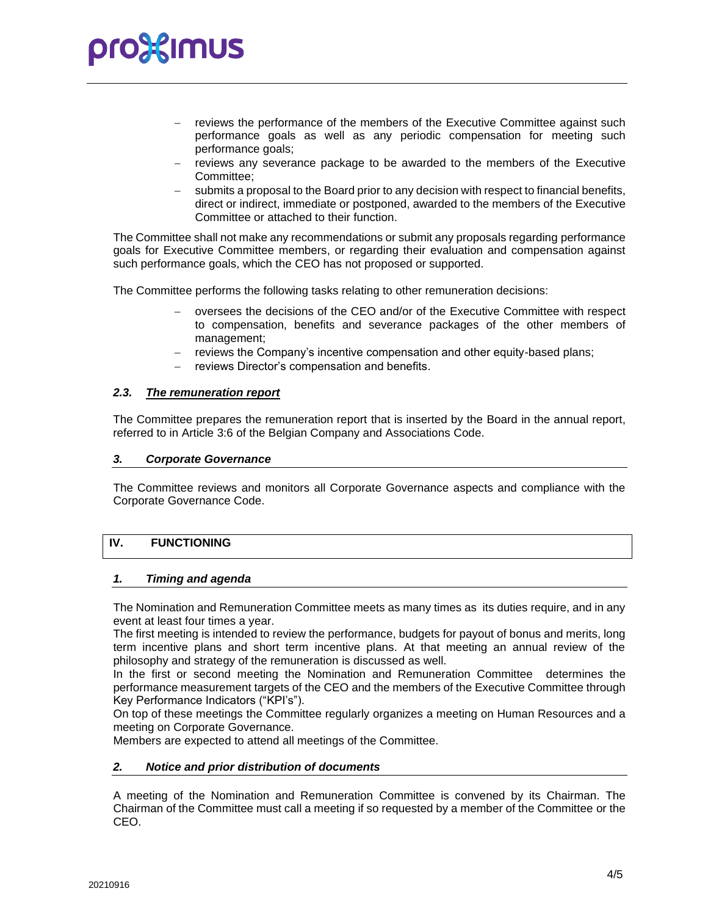- reviews the performance of the members of the Executive Committee against such performance goals as well as any periodic compensation for meeting such performance goals;
- reviews any severance package to be awarded to the members of the Executive Committee;
- submits a proposal to the Board prior to any decision with respect to financial benefits, direct or indirect, immediate or postponed, awarded to the members of the Executive Committee or attached to their function.

The Committee shall not make any recommendations or submit any proposals regarding performance goals for Executive Committee members, or regarding their evaluation and compensation against such performance goals, which the CEO has not proposed or supported.

The Committee performs the following tasks relating to other remuneration decisions:

- oversees the decisions of the CEO and/or of the Executive Committee with respect to compensation, benefits and severance packages of the other members of management;
- reviews the Company's incentive compensation and other equity-based plans;
- reviews Director's compensation and benefits.

### *2.3. The remuneration report*

The Committee prepares the remuneration report that is inserted by the Board in the annual report, referred to in Article 3:6 of the Belgian Company and Associations Code.

### *3. Corporate Governance*

The Committee reviews and monitors all Corporate Governance aspects and compliance with the Corporate Governance Code.

## IV. FUNCTIONING

### *1. Timing and agenda*

The Nomination and Remuneration Committee meets as many times as its duties require, and in any event at least four times a year.
The first meeting is intended to review the performance, budgets for payout of bonus and merits, long term incentive plans and short term incentive plans. At that meeting an annual review of the philosophy and strategy of the remuneration is discussed as well.
In the first or second meeting the Nomination and Remuneration Committee determines the performance measurement targets of the CEO and the members of the Executive Committee through Key Performance Indicators ("KPI's").
On top of these meetings the Committee regularly organizes a meeting on Human Resources and a meeting on Corporate Governance.
Members are expected to attend all meetings of the Committee.

### *2. Notice and prior distribution of documents*

A meeting of the Nomination and Remuneration Committee is convened by its Chairman. The Chairman of the Committee must call a meeting if so requested by a member of the Committee or the CEO.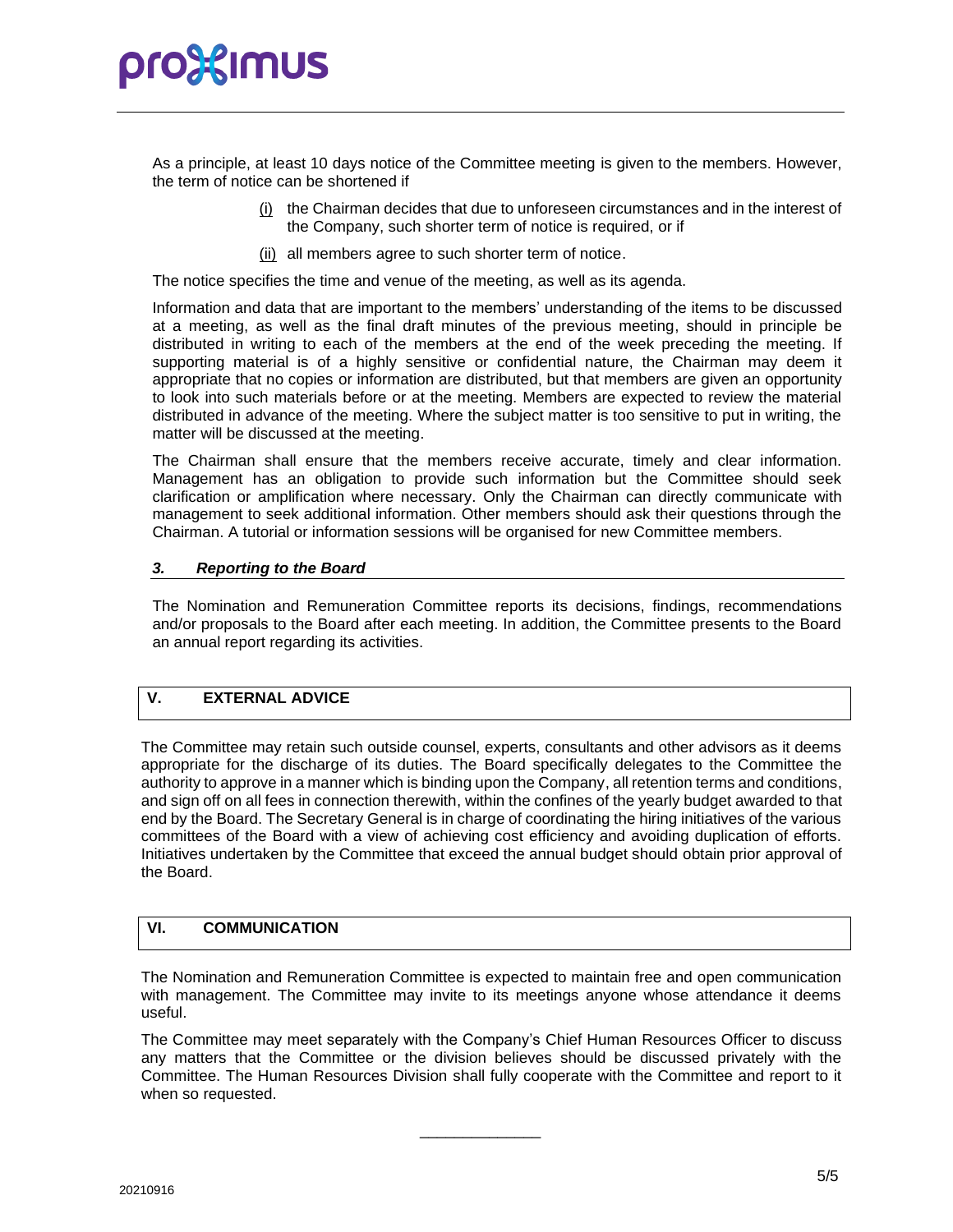As a principle, at least 10 days notice of the Committee meeting is given to the members. However, the term of notice can be shortened if

(i) the Chairman decides that due to unforeseen circumstances and in the interest of the Company, such shorter term of notice is required, or if

(ii) all members agree to such shorter term of notice.

The notice specifies the time and venue of the meeting, as well as its agenda.

Information and data that are important to the members' understanding of the items to be discussed at a meeting, as well as the final draft minutes of the previous meeting, should in principle be distributed in writing to each of the members at the end of the week preceding the meeting. If supporting material is of a highly sensitive or confidential nature, the Chairman may deem it appropriate that no copies or information are distributed, but that members are given an opportunity to look into such materials before or at the meeting. Members are expected to review the material distributed in advance of the meeting. Where the subject matter is too sensitive to put in writing, the matter will be discussed at the meeting.

The Chairman shall ensure that the members receive accurate, timely and clear information. Management has an obligation to provide such information but the Committee should seek clarification or amplification where necessary. Only the Chairman can directly communicate with management to seek additional information. Other members should ask their questions through the Chairman. A tutorial or information sessions will be organised for new Committee members.

### *3. Reporting to the Board*

The Nomination and Remuneration Committee reports its decisions, findings, recommendations and/or proposals to the Board after each meeting. In addition, the Committee presents to the Board an annual report regarding its activities.

## V. EXTERNAL ADVICE

The Committee may retain such outside counsel, experts, consultants and other advisors as it deems appropriate for the discharge of its duties. The Board specifically delegates to the Committee the authority to approve in a manner which is binding upon the Company, all retention terms and conditions, and sign off on all fees in connection therewith, within the confines of the yearly budget awarded to that end by the Board. The Secretary General is in charge of coordinating the hiring initiatives of the various committees of the Board with a view of achieving cost efficiency and avoiding duplication of efforts. Initiatives undertaken by the Committee that exceed the annual budget should obtain prior approval of the Board.

## VI. COMMUNICATION

The Nomination and Remuneration Committee is expected to maintain free and open communication with management. The Committee may invite to its meetings anyone whose attendance it deems useful.

The Committee may meet separately with the Company's Chief Human Resources Officer to discuss any matters that the Committee or the division believes should be discussed privately with the Committee. The Human Resources Division shall fully cooperate with the Committee and report to it when so requested.

\_\_\_\_\_\_\_\_\_\_\_\_\_\_